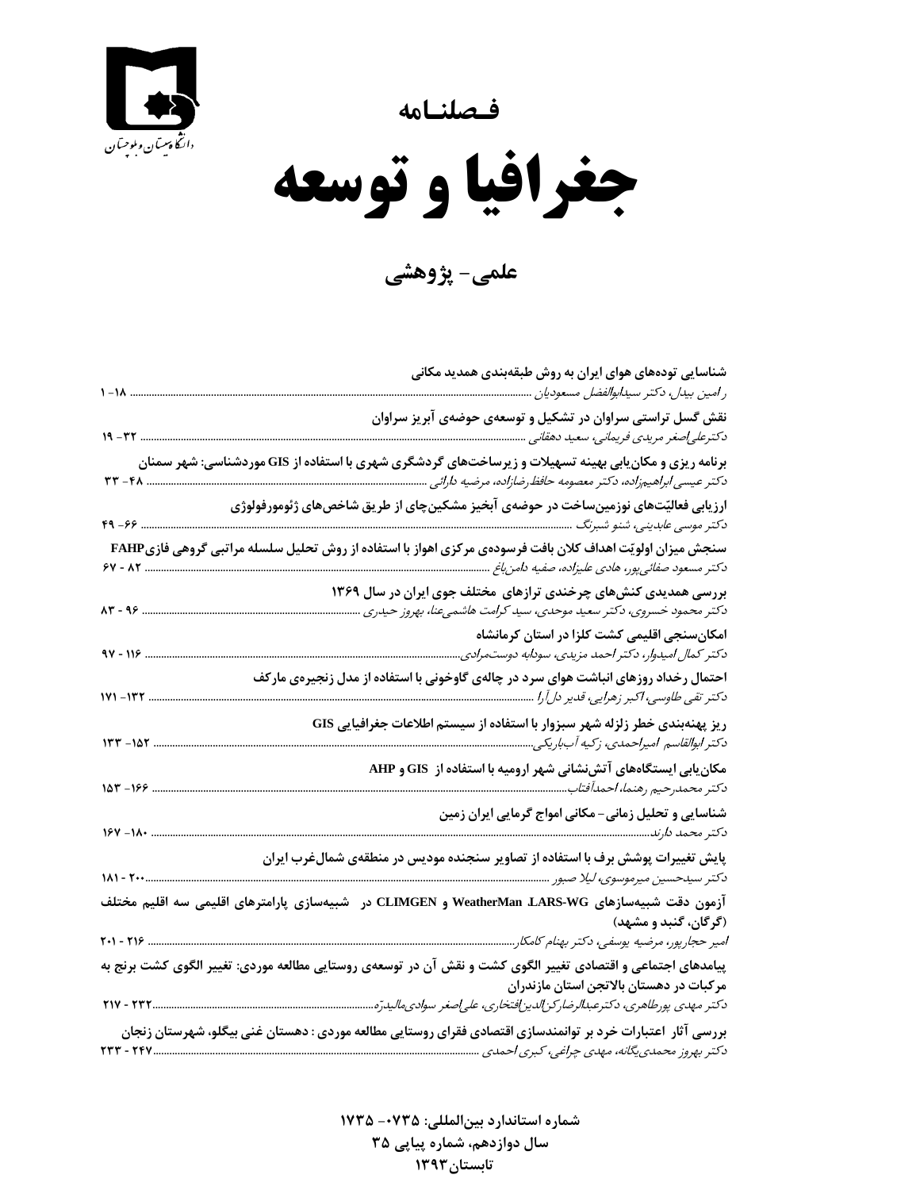دانشگاه سیستان و بلوچستان

# فصلنامه

# جغرافیا و توسعه

## علمی- پژوهشی

**شناسایی توده‌های هوای ایران به روش طبقه‌بندی همدید مکانی**
*رامین بیدل، دکتر سیدابوالفضل مسعودیان* ............ ۱۸-۱

**نقش گسل تراستی سراوان در تشکیل و توسعه‌ی حوضه‌ی آبریز سراوان**
*دکترعلی‌اصغر مریدی فریمانی، سعید دهقانی* ............ ۳۲- ۱۹

**برنامه ریزی و مکان‌یابی بهینه تسهیلات و زیرساخت‌های گردشگری شهری با استفاده از GIS موردشناسی: شهر سمنان**
*دکتر عیسی ابراهیم‌زاده، دکتر معصومه حافظ‌رضازاده، مرضیه دارائی* ............ ۴۸- ۳۳

**ارزیابی فعالیّت‌های نوزمین‌ساخت در حوضه‌ی آبخیز مشکین‌چای از طریق شاخص‌های ژئومورفولوژی**
*دکتر موسی عابدینی، شنو شبرنگ* ............ ۶۶- ۴۹

**سنجش میزان اولویّت اهداف کلان بافت فرسوده‌ی مرکزی اهواز با استفاده از روش تحلیل سلسله مراتبی گروهی فازیFAHP**
*دکتر مسعود صفائی‌پور، هادی علیزاده، صفیه دامن‌باغ* ............ ۸۲ - ۶۷

**بررسی همدیدی کنش‌های چرخندی ترازهای مختلف جوی ایران در سال ۱۳۶۹**
*دکتر محمود خسروی، دکتر سعید موحدی، سید کرامت هاشمی‌عنا، بهروز حیدری* ............ ۹۶ - ۸۳

**امکان‌سنجی اقلیمی کشت کلزا در استان کرمانشاه**
*دکتر کمال امیدوار، دکتر احمد مزیدی، سودابه دوست‌مرادی* ............ ۱۱۶ - ۹۷

**احتمال رخداد روزهای انباشت هوای سرد در چاله‌ی گاوخونی با استفاده از مدل زنجیره‌ی مارکف**
*دکتر تقی طاوسی، اکبر زهرایی، قدیر دل‌آرا* ............ ۱۳۲- ۱۱۷

**ریز پهنه‌بندی خطر زلزله شهر سبزوار با استفاده از سیستم اطلاعات جغرافیایی GIS**
*دکتر ابوالقاسم امیراحمدی، زکیه آب‌باریکی* ............ ۱۵۲- ۱۳۳

**مکان‌یابی ایستگاه‌های آتش‌نشانی شهر ارومیه با استفاده از GIS و AHP**
*دکتر محمدرحیم رهنما، احمدآفتاب* ............ ۱۶۶- ۱۵۳

**شناسایی و تحلیل زمانی- مکانی امواج گرمایی ایران زمین**
*دکتر محمد دارند* ............ ۱۸۰- ۱۶۷

**پایش تغییرات پوشش برف با استفاده از تصاویر سنجنده مودیس در منطقه‌ی شمال‌غرب ایران**
*دکتر سیدحسین میرموسوی، لیلا صبور* ............ ۲۰۰ - ۱۸۱

**آزمون دقت شبیه‌سازهای LARS-WG، WeatherMan و CLIMGEN در شبیه‌سازی پارامترهای اقلیمی سه اقلیم مختلف (گرگان، گنبد و مشهد)**
*امیر حجارپور، مرضیه یوسفی، دکتر بهنام کامکار* ............ ۲۱۶ - ۲۰۱

**پیامدهای اجتماعی و اقتصادی تغییر الگوی کشت و نقش آن در توسعه‌ی روستایی مطالعه موردی: تغییر الگوی کشت برنج به مرکبات در دهستان بالاتجن استان مازندران**
*دکتر مهدی پورطاهری، دکترعبدالرضارکن‌الدین‌افتخاری، علی‌اصغر سوادی‌مالیدرّه* ............ ۲۳۲ - ۲۱۷

**بررسی آثار اعتبارات خرد بر توانمندسازی اقتصادی فقرای روستایی مطالعه موردی : دهستان غنی بیگلو، شهرستان زنجان**
*دکتر بهروز محمدی‌یگانه، مهدی چراغی، کبری احمدی* ............ ۲۴۷ - ۲۳۳

**شماره استاندارد بین‌المللی: ۰۷۳۵- ۱۷۳۵**
**سال دوازدهم، شماره پیاپی ۳۵**
**تابستان۱۳۹۳**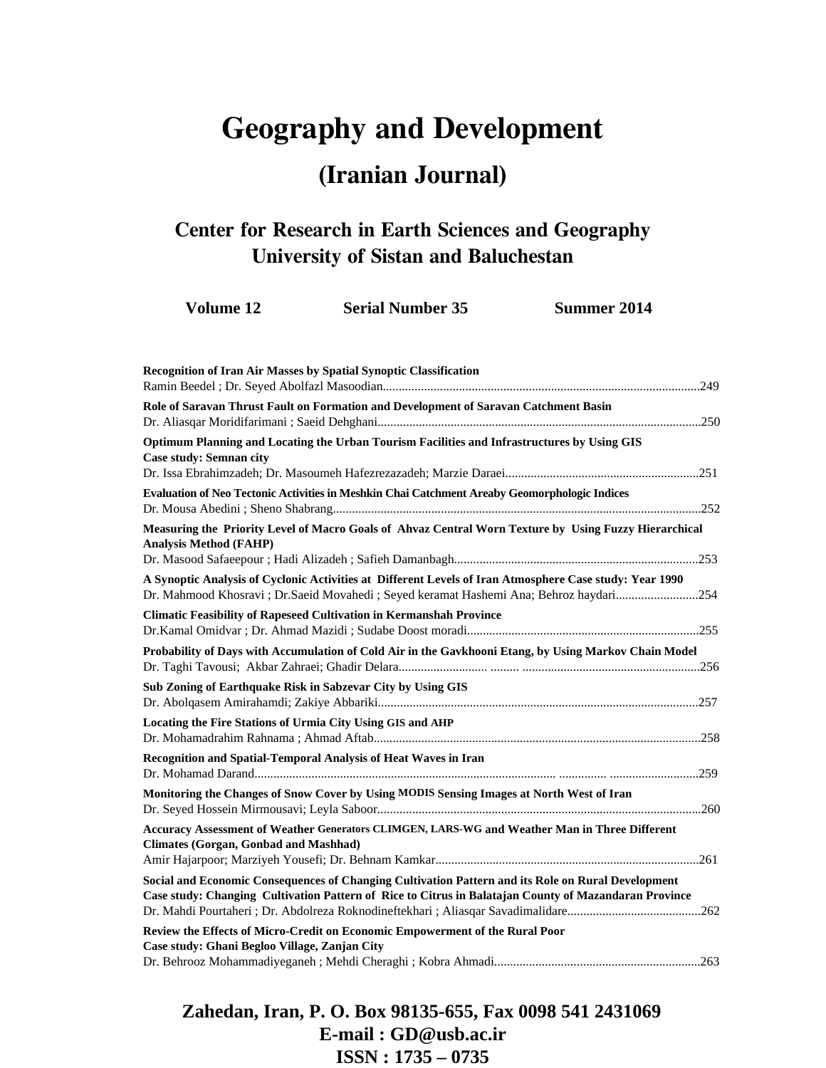# Geography and Development

## (Iranian Journal)

### Center for Research in Earth Sciences and Geography
### University of Sistan and Baluchestan

**Volume 12** **Serial Number 35** **Summer 2014**

**Recognition of Iran Air Masses by Spatial Synoptic Classification**
Ramin Beedel ; Dr. Seyed Abolfazl Masoodian....................................................................................................249

**Role of Saravan Thrust Fault on Formation and Development of Saravan Catchment Basin**
Dr. Aliasqar Moridifarimani ; Saeid Dehghani.....................................................................................................250

**Optimum Planning and Locating the Urban Tourism Facilities and Infrastructures by Using GIS**
**Case study: Semnan city**
Dr. Issa Ebrahimzadeh; Dr. Masoumeh Hafezrezazadeh; Marzie Daraei.............................................................251

**Evaluation of Neo Tectonic Activities in Meshkin Chai Catchment Areaby Geomorphologic Indices**
Dr. Mousa Abedini ; Sheno Shabrang...................................................................................................................252

**Measuring the Priority Level of Macro Goals of Ahvaz Central Worn Texture by Using Fuzzy Hierarchical Analysis Method (FAHP)**
Dr. Masood Safaeepour ; Hadi Alizadeh ; Safieh Damanbagh.............................................................................253

**A Synoptic Analysis of Cyclonic Activities at Different Levels of Iran Atmosphere Case study: Year 1990**
Dr. Mahmood Khosravi ; Dr.Saeid Movahedi ; Seyed keramat Hashemi Ana; Behroz haydari..........................254

**Climatic Feasibility of Rapeseed Cultivation in Kermanshah Province**
Dr.Kamal Omidvar ; Dr. Ahmad Mazidi ; Sudabe Doost moradi.........................................................................255

**Probability of Days with Accumulation of Cold Air in the Gavkhooni Etang, by Using Markov Chain Model**
Dr. Taghi Tavousi; Akbar Zahraei; Ghadir Delara............................ ......... .......................................................256

**Sub Zoning of Earthquake Risk in Sabzevar City by Using GIS**
Dr. Abolqasem Amirahamdi; Zakiye Abbariki.....................................................................................................257

**Locating the Fire Stations of Urmia City Using GIS and AHP**
Dr. Mohamadrahim Rahnama ; Ahmad Aftab.......................................................................................................258

**Recognition and Spatial-Temporal Analysis of Heat Waves in Iran**
Dr. Mohamad Darand................................................................................................ .............. ............................259

**Monitoring the Changes of Snow Cover by Using MODIS Sensing Images at North West of Iran**
Dr. Seyed Hossein Mirmousavi; Leyla Saboor.....................................................................................................260

**Accuracy Assessment of Weather Generators CLIMGEN, LARS-WG and Weather Man in Three Different Climates (Gorgan, Gonbad and Mashhad)**
Amir Hajarpoor; Marziyeh Yousefi; Dr. Behnam Kamkar...................................................................................261

**Social and Economic Consequences of Changing Cultivation Pattern and its Role on Rural Development**
**Case study: Changing Cultivation Pattern of Rice to Citrus in Balatajan County of Mazandaran Province**
Dr. Mahdi Pourtaheri ; Dr. Abdolreza Roknodineftekhari ; Aliasqar Savadimalidare..........................................262

**Review the Effects of Micro-Credit on Economic Empowerment of the Rural Poor**
**Case study: Ghani Begloo Village, Zanjan City**
Dr. Behrooz Mohammadiyeganeh ; Mehdi Cheraghi ; Kobra Ahmadi.................................................................263

**Zahedan, Iran, P. O. Box 98135-655, Fax 0098 541 2431069**
**E-mail : GD@usb.ac.ir**
**ISSN : 1735 – 0735**